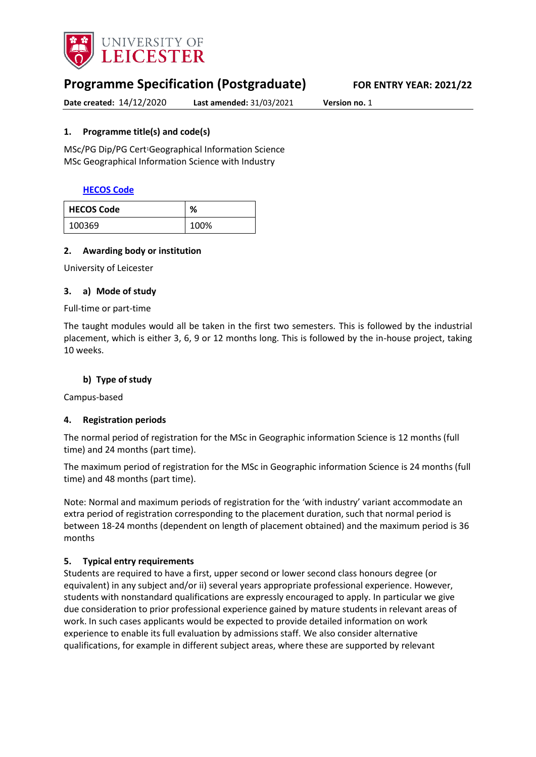# Programme Specification (Postgraduate)

**FOR ENTRY YEAR: 2021/22**

**Date created:** 14/12/2020 **Last amended:** 31/03/2021 **Version no.** 1

## 1. Programme title(s) and code(s)

MSc/PG Dip/PG Cert[1]Geographical Information Science
MSc Geographical Information Science with Industry

**HECOS Code**

| HECOS Code | % |
|---|---|
| 100369 | 100% |

## 2. Awarding body or institution

University of Leicester

## 3. a) Mode of study

Full-time or part-time

The taught modules would all be taken in the first two semesters. This is followed by the industrial placement, which is either 3, 6, 9 or 12 months long. This is followed by the in-house project, taking 10 weeks.

### b) Type of study

Campus-based

## 4. Registration periods

The normal period of registration for the MSc in Geographic information Science is 12 months (full time) and 24 months (part time).

The maximum period of registration for the MSc in Geographic information Science is 24 months (full time) and 48 months (part time).

Note: Normal and maximum periods of registration for the 'with industry' variant accommodate an extra period of registration corresponding to the placement duration, such that normal period is between 18-24 months (dependent on length of placement obtained) and the maximum period is 36 months

## 5. Typical entry requirements

Students are required to have a first, upper second or lower second class honours degree (or equivalent) in any subject and/or ii) several years appropriate professional experience. However, students with nonstandard qualifications are expressly encouraged to apply. In particular we give due consideration to prior professional experience gained by mature students in relevant areas of work. In such cases applicants would be expected to provide detailed information on work experience to enable its full evaluation by admissions staff. We also consider alternative qualifications, for example in different subject areas, where these are supported by relevant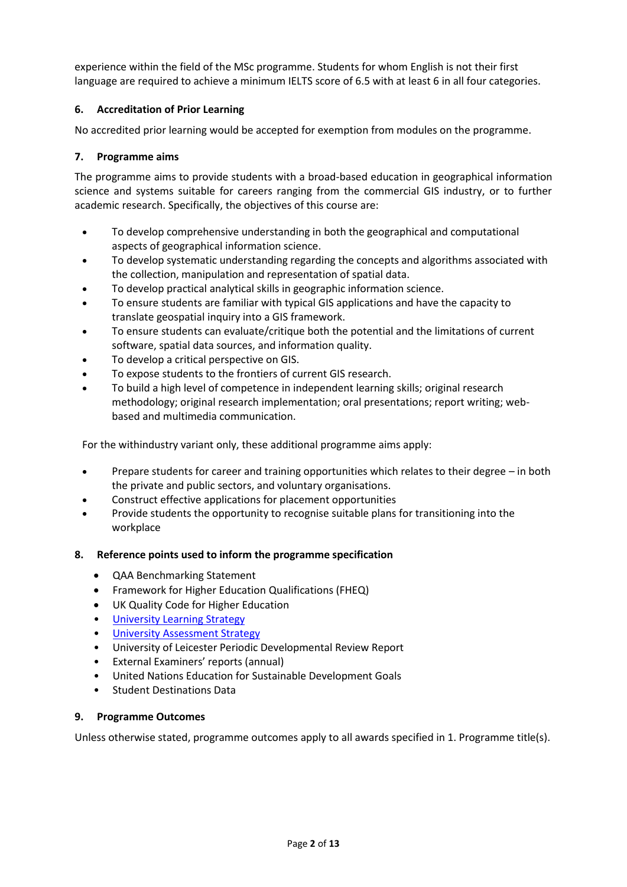experience within the field of the MSc programme. Students for whom English is not their first language are required to achieve a minimum IELTS score of 6.5 with at least 6 in all four categories.

### 6. Accreditation of Prior Learning

No accredited prior learning would be accepted for exemption from modules on the programme.

### 7. Programme aims

The programme aims to provide students with a broad-based education in geographical information science and systems suitable for careers ranging from the commercial GIS industry, or to further academic research. Specifically, the objectives of this course are:

- To develop comprehensive understanding in both the geographical and computational aspects of geographical information science.
- To develop systematic understanding regarding the concepts and algorithms associated with the collection, manipulation and representation of spatial data.
- To develop practical analytical skills in geographic information science.
- To ensure students are familiar with typical GIS applications and have the capacity to translate geospatial inquiry into a GIS framework.
- To ensure students can evaluate/critique both the potential and the limitations of current software, spatial data sources, and information quality.
- To develop a critical perspective on GIS.
- To expose students to the frontiers of current GIS research.
- To build a high level of competence in independent learning skills; original research methodology; original research implementation; oral presentations; report writing; web-based and multimedia communication.

For the withindustry variant only, these additional programme aims apply:

- Prepare students for career and training opportunities which relates to their degree – in both the private and public sectors, and voluntary organisations.
- Construct effective applications for placement opportunities
- Provide students the opportunity to recognise suitable plans for transitioning into the workplace

### 8. Reference points used to inform the programme specification

- QAA Benchmarking Statement
- Framework for Higher Education Qualifications (FHEQ)
- UK Quality Code for Higher Education
- University Learning Strategy
- University Assessment Strategy
- University of Leicester Periodic Developmental Review Report
- External Examiners' reports (annual)
- United Nations Education for Sustainable Development Goals
- Student Destinations Data

### 9. Programme Outcomes

Unless otherwise stated, programme outcomes apply to all awards specified in 1. Programme title(s).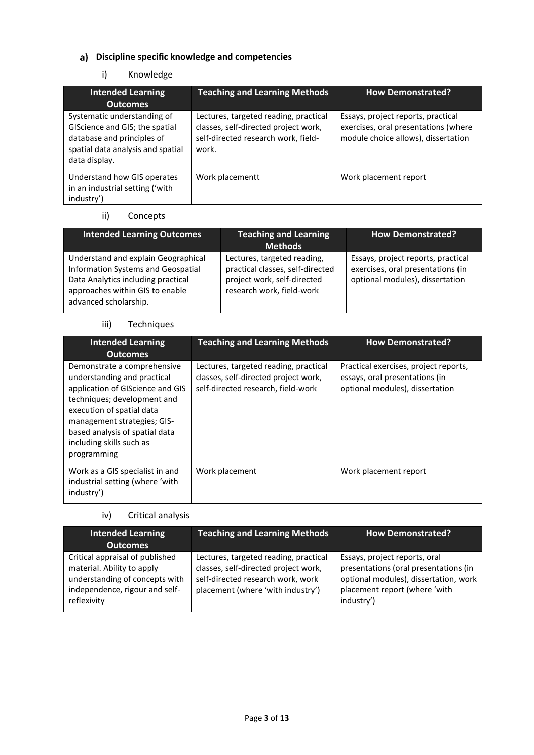## a) Discipline specific knowledge and competencies

### i) Knowledge

| Intended Learning Outcomes | Teaching and Learning Methods | How Demonstrated? |
|---|---|---|
| Systematic understanding of GIScience and GIS; the spatial database and principles of spatial data analysis and spatial data display. | Lectures, targeted reading, practical classes, self-directed project work, self-directed research work, field-work. | Essays, project reports, practical exercises, oral presentations (where module choice allows), dissertation |
| Understand how GIS operates in an industrial setting ('with industry') | Work placementt | Work placement report |

### ii) Concepts

| Intended Learning Outcomes | Teaching and Learning Methods | How Demonstrated? |
|---|---|---|
| Understand and explain Geographical Information Systems and Geospatial Data Analytics including practical approaches within GIS to enable advanced scholarship. | Lectures, targeted reading, practical classes, self-directed project work, self-directed research work, field-work | Essays, project reports, practical exercises, oral presentations (in optional modules), dissertation |

### iii) Techniques

| Intended Learning Outcomes | Teaching and Learning Methods | How Demonstrated? |
|---|---|---|
| Demonstrate a comprehensive understanding and practical application of GIScience and GIS techniques; development and execution of spatial data management strategies; GIS-based analysis of spatial data including skills such as programming | Lectures, targeted reading, practical classes, self-directed project work, self-directed research, field-work | Practical exercises, project reports, essays, oral presentations (in optional modules), dissertation |
| Work as a GIS specialist in and industrial setting (where 'with industry') | Work placement | Work placement report |

### iv) Critical analysis

| Intended Learning Outcomes | Teaching and Learning Methods | How Demonstrated? |
|---|---|---|
| Critical appraisal of published material. Ability to apply understanding of concepts with independence, rigour and self-reflexivity | Lectures, targeted reading, practical classes, self-directed project work, self-directed research work, work placement (where 'with industry') | Essays, project reports, oral presentations (oral presentations (in optional modules), dissertation, work placement report (where 'with industry') |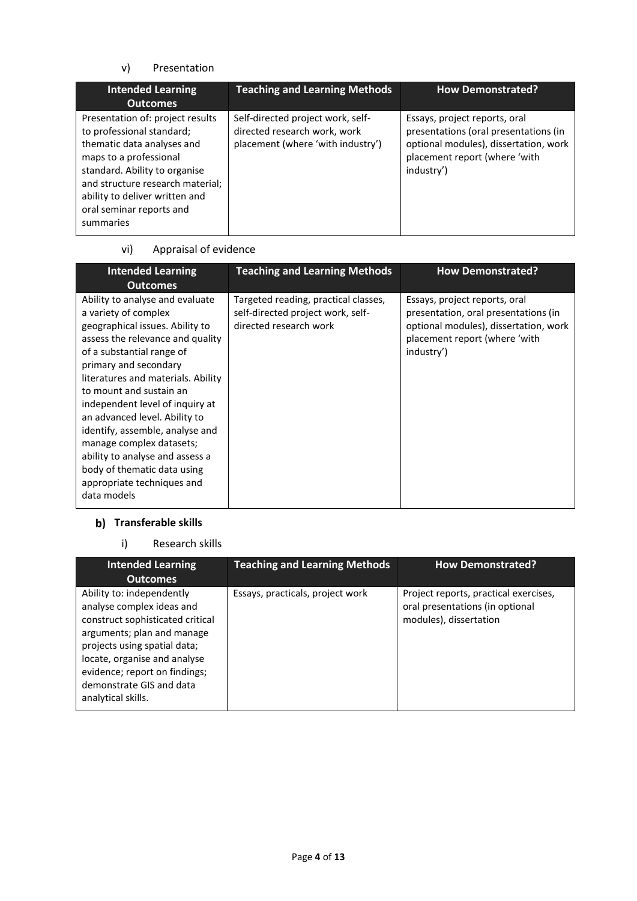v) Presentation

| Intended Learning Outcomes | Teaching and Learning Methods | How Demonstrated? |
| --- | --- | --- |
| Presentation of: project results to professional standard; thematic data analyses and maps to a professional standard. Ability to organise and structure research material; ability to deliver written and oral seminar reports and summaries | Self-directed project work, self-directed research work, work placement (where 'with industry') | Essays, project reports, oral presentations (oral presentations (in optional modules), dissertation, work placement report (where 'with industry') |

vi) Appraisal of evidence

| Intended Learning Outcomes | Teaching and Learning Methods | How Demonstrated? |
| --- | --- | --- |
| Ability to analyse and evaluate a variety of complex geographical issues. Ability to assess the relevance and quality of a substantial range of primary and secondary literatures and materials. Ability to mount and sustain an independent level of inquiry at an advanced level. Ability to identify, assemble, analyse and manage complex datasets; ability to analyse and assess a body of thematic data using appropriate techniques and data models | Targeted reading, practical classes, self-directed project work, self-directed research work | Essays, project reports, oral presentation, oral presentations (in optional modules), dissertation, work placement report (where 'with industry') |

### b) Transferable skills

i) Research skills

| Intended Learning Outcomes | Teaching and Learning Methods | How Demonstrated? |
| --- | --- | --- |
| Ability to: independently analyse complex ideas and construct sophisticated critical arguments; plan and manage projects using spatial data; locate, organise and analyse evidence; report on findings; demonstrate GIS and data analytical skills. | Essays, practicals, project work | Project reports, practical exercises, oral presentations (in optional modules), dissertation |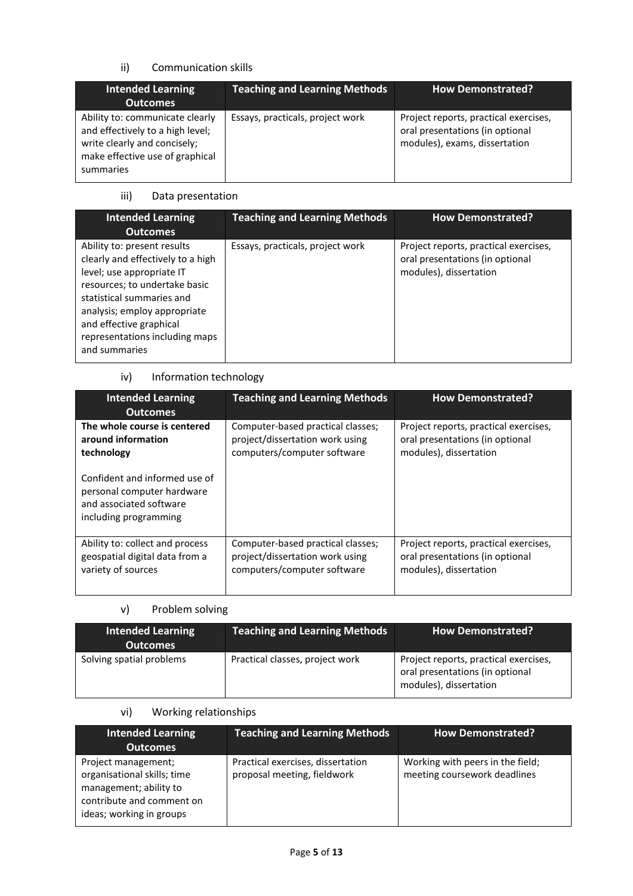ii) Communication skills

| Intended Learning Outcomes | Teaching and Learning Methods | How Demonstrated? |
|---|---|---|
| Ability to: communicate clearly and effectively to a high level; write clearly and concisely; make effective use of graphical summaries | Essays, practicals, project work | Project reports, practical exercises, oral presentations (in optional modules), exams, dissertation |

iii) Data presentation

| Intended Learning Outcomes | Teaching and Learning Methods | How Demonstrated? |
|---|---|---|
| Ability to: present results clearly and effectively to a high level; use appropriate IT resources; to undertake basic statistical summaries and analysis; employ appropriate and effective graphical representations including maps and summaries | Essays, practicals, project work | Project reports, practical exercises, oral presentations (in optional modules), dissertation |

iv) Information technology

| Intended Learning Outcomes | Teaching and Learning Methods | How Demonstrated? |
|---|---|---|
| **The whole course is centered around information technology**<br><br>Confident and informed use of personal computer hardware and associated software including programming | Computer-based practical classes; project/dissertation work using computers/computer software | Project reports, practical exercises, oral presentations (in optional modules), dissertation |
| Ability to: collect and process geospatial digital data from a variety of sources | Computer-based practical classes; project/dissertation work using computers/computer software | Project reports, practical exercises, oral presentations (in optional modules), dissertation |

v) Problem solving

| Intended Learning Outcomes | Teaching and Learning Methods | How Demonstrated? |
|---|---|---|
| Solving spatial problems | Practical classes, project work | Project reports, practical exercises, oral presentations (in optional modules), dissertation |

vi) Working relationships

| Intended Learning Outcomes | Teaching and Learning Methods | How Demonstrated? |
|---|---|---|
| Project management; organisational skills; time management; ability to contribute and comment on ideas; working in groups | Practical exercises, dissertation proposal meeting, fieldwork | Working with peers in the field; meeting coursework deadlines |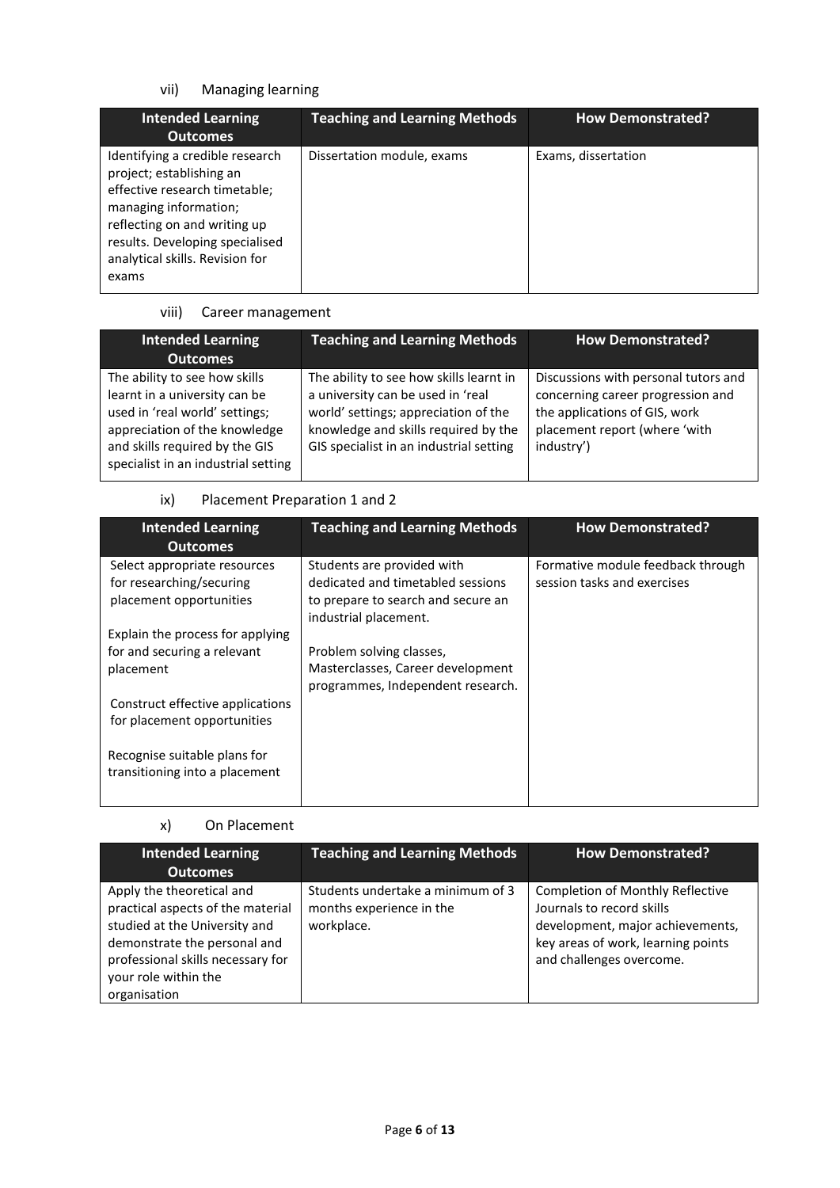### vii) Managing learning

| Intended Learning Outcomes | Teaching and Learning Methods | How Demonstrated? |
|---|---|---|
| Identifying a credible research project; establishing an effective research timetable; managing information; reflecting on and writing up results. Developing specialised analytical skills. Revision for exams | Dissertation module, exams | Exams, dissertation |

### viii) Career management

| Intended Learning Outcomes | Teaching and Learning Methods | How Demonstrated? |
|---|---|---|
| The ability to see how skills learnt in a university can be used in 'real world' settings; appreciation of the knowledge and skills required by the GIS specialist in an industrial setting | The ability to see how skills learnt in a university can be used in 'real world' settings; appreciation of the knowledge and skills required by the GIS specialist in an industrial setting | Discussions with personal tutors and concerning career progression and the applications of GIS, work placement report (where 'with industry') |

### ix) Placement Preparation 1 and 2

| Intended Learning Outcomes | Teaching and Learning Methods | How Demonstrated? |
|---|---|---|
| Select appropriate resources for researching/securing placement opportunities<br><br>Explain the process for applying for and securing a relevant placement<br><br>Construct effective applications for placement opportunities<br><br>Recognise suitable plans for transitioning into a placement | Students are provided with dedicated and timetabled sessions to prepare to search and secure an industrial placement.<br><br>Problem solving classes, Masterclasses, Career development programmes, Independent research. | Formative module feedback through session tasks and exercises |

### x) On Placement

| Intended Learning Outcomes | Teaching and Learning Methods | How Demonstrated? |
|---|---|---|
| Apply the theoretical and practical aspects of the material studied at the University and demonstrate the personal and professional skills necessary for your role within the organisation | Students undertake a minimum of 3 months experience in the workplace. | Completion of Monthly Reflective Journals to record skills development, major achievements, key areas of work, learning points and challenges overcome. |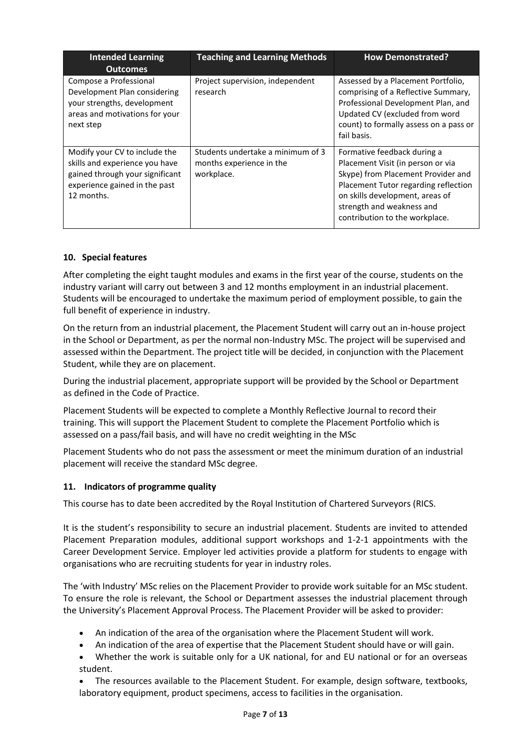| Intended Learning Outcomes | Teaching and Learning Methods | How Demonstrated? |
|---|---|---|
| Compose a Professional Development Plan considering your strengths, development areas and motivations for your next step | Project supervision, independent research | Assessed by a Placement Portfolio, comprising of a Reflective Summary, Professional Development Plan, and Updated CV (excluded from word count) to formally assess on a pass or fail basis. |
| Modify your CV to include the skills and experience you have gained through your significant experience gained in the past 12 months. | Students undertake a minimum of 3 months experience in the workplace. | Formative feedback during a Placement Visit (in person or via Skype) from Placement Provider and Placement Tutor regarding reflection on skills development, areas of strength and weakness and contribution to the workplace. |

## 10. Special features

After completing the eight taught modules and exams in the first year of the course, students on the industry variant will carry out between 3 and 12 months employment in an industrial placement. Students will be encouraged to undertake the maximum period of employment possible, to gain the full benefit of experience in industry.

On the return from an industrial placement, the Placement Student will carry out an in-house project in the School or Department, as per the normal non-Industry MSc. The project will be supervised and assessed within the Department. The project title will be decided, in conjunction with the Placement Student, while they are on placement.

During the industrial placement, appropriate support will be provided by the School or Department as defined in the Code of Practice.

Placement Students will be expected to complete a Monthly Reflective Journal to record their training. This will support the Placement Student to complete the Placement Portfolio which is assessed on a pass/fail basis, and will have no credit weighting in the MSc

Placement Students who do not pass the assessment or meet the minimum duration of an industrial placement will receive the standard MSc degree.

## 11. Indicators of programme quality

This course has to date been accredited by the Royal Institution of Chartered Surveyors (RICS.

It is the student's responsibility to secure an industrial placement. Students are invited to attended Placement Preparation modules, additional support workshops and 1-2-1 appointments with the Career Development Service. Employer led activities provide a platform for students to engage with organisations who are recruiting students for year in industry roles.

The 'with Industry' MSc relies on the Placement Provider to provide work suitable for an MSc student. To ensure the role is relevant, the School or Department assesses the industrial placement through the University's Placement Approval Process. The Placement Provider will be asked to provider:

- An indication of the area of the organisation where the Placement Student will work.
- An indication of the area of expertise that the Placement Student should have or will gain.
- Whether the work is suitable only for a UK national, for and EU national or for an overseas student.
- The resources available to the Placement Student. For example, design software, textbooks, laboratory equipment, product specimens, access to facilities in the organisation.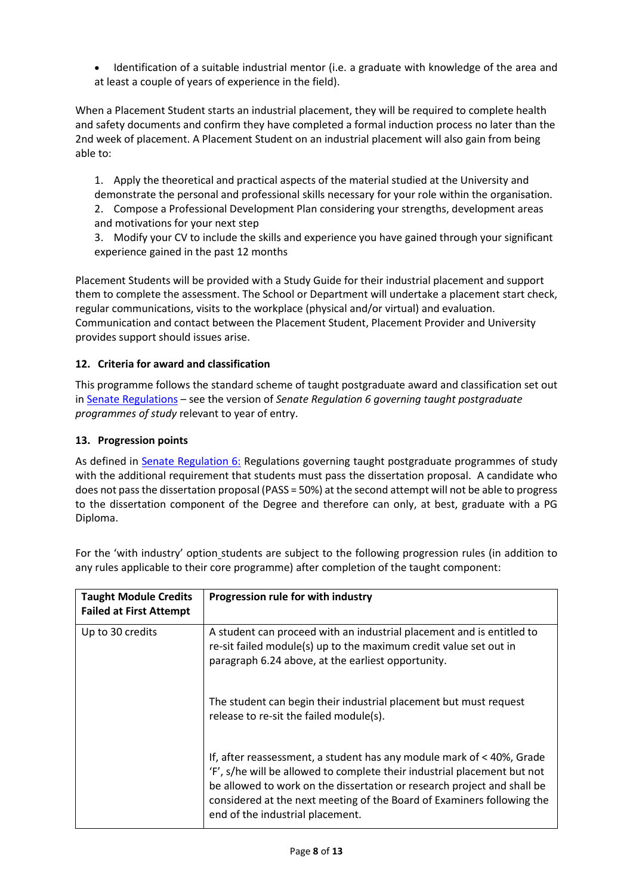- Identification of a suitable industrial mentor (i.e. a graduate with knowledge of the area and at least a couple of years of experience in the field).

When a Placement Student starts an industrial placement, they will be required to complete health and safety documents and confirm they have completed a formal induction process no later than the 2nd week of placement. A Placement Student on an industrial placement will also gain from being able to:

1. Apply the theoretical and practical aspects of the material studied at the University and demonstrate the personal and professional skills necessary for your role within the organisation.
2. Compose a Professional Development Plan considering your strengths, development areas and motivations for your next step
3. Modify your CV to include the skills and experience you have gained through your significant experience gained in the past 12 months

Placement Students will be provided with a Study Guide for their industrial placement and support them to complete the assessment. The School or Department will undertake a placement start check, regular communications, visits to the workplace (physical and/or virtual) and evaluation. Communication and contact between the Placement Student, Placement Provider and University provides support should issues arise.

### 12. Criteria for award and classification

This programme follows the standard scheme of taught postgraduate award and classification set out in Senate Regulations – see the version of *Senate Regulation 6 governing taught postgraduate programmes of study* relevant to year of entry.

### 13. Progression points

As defined in Senate Regulation 6: Regulations governing taught postgraduate programmes of study with the additional requirement that students must pass the dissertation proposal. A candidate who does not pass the dissertation proposal (PASS = 50%) at the second attempt will not be able to progress to the dissertation component of the Degree and therefore can only, at best, graduate with a PG Diploma.

For the 'with industry' option students are subject to the following progression rules (in addition to any rules applicable to their core programme) after completion of the taught component:

| Taught Module Credits Failed at First Attempt | Progression rule for with industry |
|---|---|
| Up to 30 credits | A student can proceed with an industrial placement and is entitled to re-sit failed module(s) up to the maximum credit value set out in paragraph 6.24 above, at the earliest opportunity.<br><br>The student can begin their industrial placement but must request release to re-sit the failed module(s).<br><br>If, after reassessment, a student has any module mark of < 40%, Grade 'F', s/he will be allowed to complete their industrial placement but not be allowed to work on the dissertation or research project and shall be considered at the next meeting of the Board of Examiners following the end of the industrial placement. |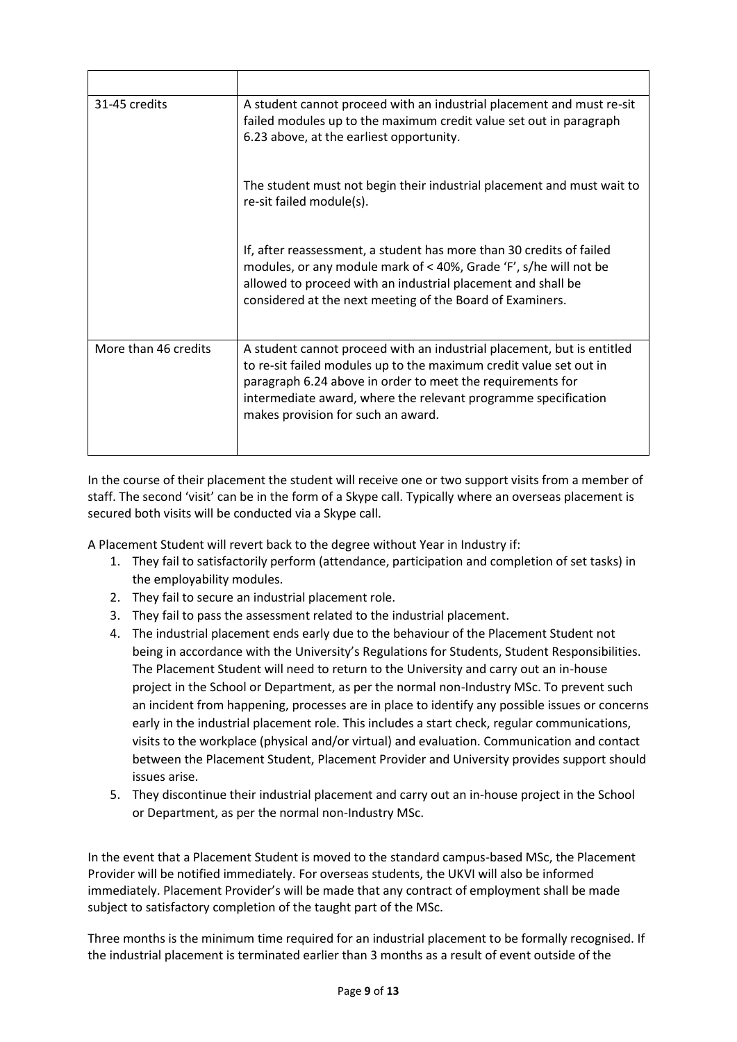| | |
|---|---|
| 31-45 credits | A student cannot proceed with an industrial placement and must re-sit failed modules up to the maximum credit value set out in paragraph 6.23 above, at the earliest opportunity.<br><br>The student must not begin their industrial placement and must wait to re-sit failed module(s).<br><br>If, after reassessment, a student has more than 30 credits of failed modules, or any module mark of < 40%, Grade 'F', s/he will not be allowed to proceed with an industrial placement and shall be considered at the next meeting of the Board of Examiners. |
| More than 46 credits | A student cannot proceed with an industrial placement, but is entitled to re-sit failed modules up to the maximum credit value set out in paragraph 6.24 above in order to meet the requirements for intermediate award, where the relevant programme specification makes provision for such an award. |

In the course of their placement the student will receive one or two support visits from a member of staff. The second 'visit' can be in the form of a Skype call. Typically where an overseas placement is secured both visits will be conducted via a Skype call.

A Placement Student will revert back to the degree without Year in Industry if:

1. They fail to satisfactorily perform (attendance, participation and completion of set tasks) in the employability modules.
2. They fail to secure an industrial placement role.
3. They fail to pass the assessment related to the industrial placement.
4. The industrial placement ends early due to the behaviour of the Placement Student not being in accordance with the University's Regulations for Students, Student Responsibilities. The Placement Student will need to return to the University and carry out an in-house project in the School or Department, as per the normal non-Industry MSc. To prevent such an incident from happening, processes are in place to identify any possible issues or concerns early in the industrial placement role. This includes a start check, regular communications, visits to the workplace (physical and/or virtual) and evaluation. Communication and contact between the Placement Student, Placement Provider and University provides support should issues arise.
5. They discontinue their industrial placement and carry out an in-house project in the School or Department, as per the normal non-Industry MSc.

In the event that a Placement Student is moved to the standard campus-based MSc, the Placement Provider will be notified immediately. For overseas students, the UKVI will also be informed immediately. Placement Provider's will be made that any contract of employment shall be made subject to satisfactory completion of the taught part of the MSc.

Three months is the minimum time required for an industrial placement to be formally recognised. If the industrial placement is terminated earlier than 3 months as a result of event outside of the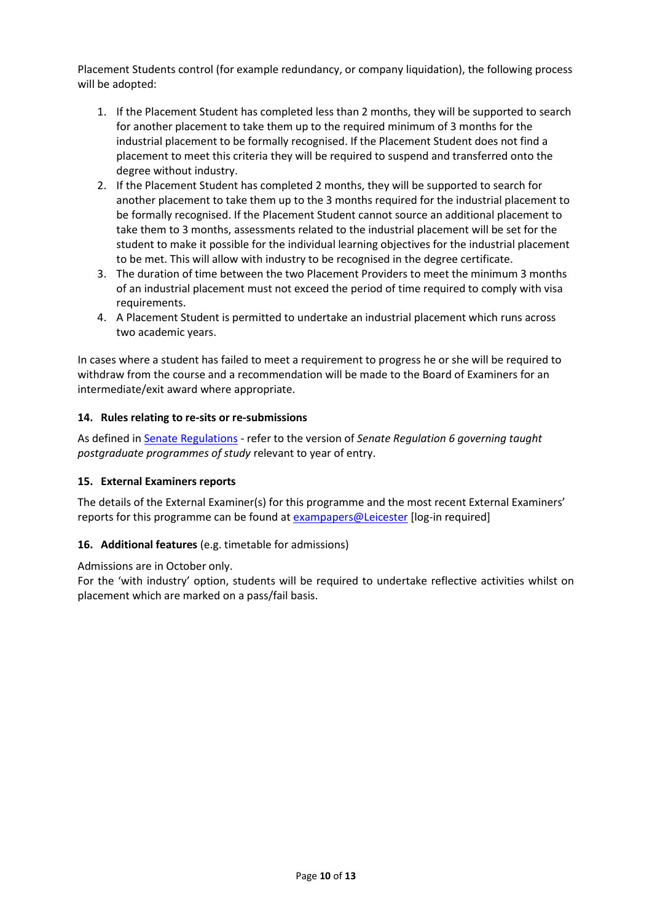Placement Students control (for example redundancy, or company liquidation), the following process will be adopted:

1. If the Placement Student has completed less than 2 months, they will be supported to search for another placement to take them up to the required minimum of 3 months for the industrial placement to be formally recognised. If the Placement Student does not find a placement to meet this criteria they will be required to suspend and transferred onto the degree without industry.
2. If the Placement Student has completed 2 months, they will be supported to search for another placement to take them up to the 3 months required for the industrial placement to be formally recognised. If the Placement Student cannot source an additional placement to take them to 3 months, assessments related to the industrial placement will be set for the student to make it possible for the individual learning objectives for the industrial placement to be met. This will allow with industry to be recognised in the degree certificate.
3. The duration of time between the two Placement Providers to meet the minimum 3 months of an industrial placement must not exceed the period of time required to comply with visa requirements.
4. A Placement Student is permitted to undertake an industrial placement which runs across two academic years.

In cases where a student has failed to meet a requirement to progress he or she will be required to withdraw from the course and a recommendation will be made to the Board of Examiners for an intermediate/exit award where appropriate.

### 14. Rules relating to re-sits or re-submissions

As defined in Senate Regulations - refer to the version of *Senate Regulation 6 governing taught postgraduate programmes of study* relevant to year of entry.

### 15. External Examiners reports

The details of the External Examiner(s) for this programme and the most recent External Examiners' reports for this programme can be found at exampapers@Leicester [log-in required]

### 16. Additional features (e.g. timetable for admissions)

Admissions are in October only.
For the 'with industry' option, students will be required to undertake reflective activities whilst on placement which are marked on a pass/fail basis.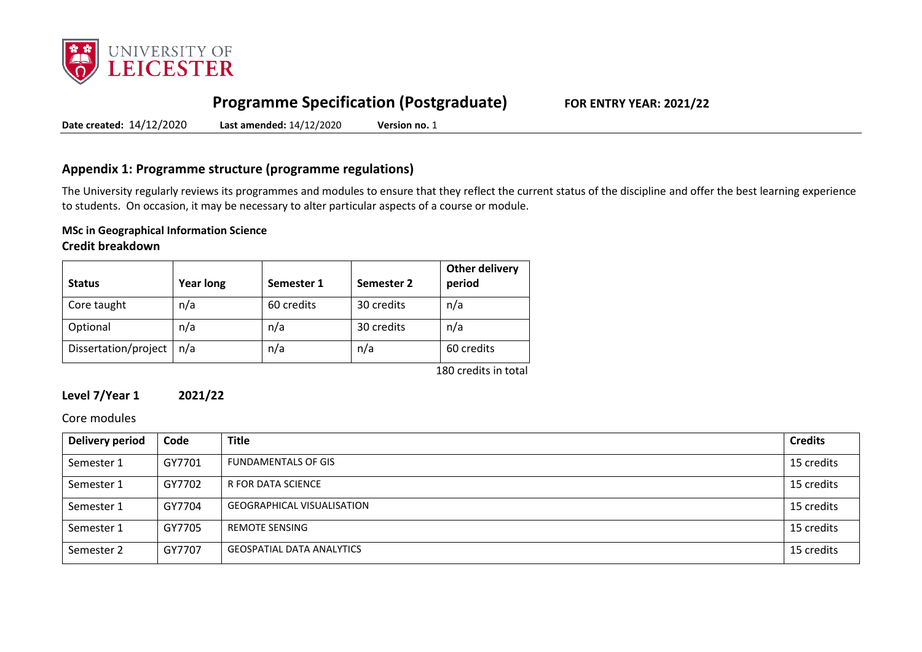# Programme Specification (Postgraduate)

**FOR ENTRY YEAR: 2021/22**

**Date created:** 14/12/2020 **Last amended:** 14/12/2020 **Version no.** 1

## Appendix 1: Programme structure (programme regulations)

The University regularly reviews its programmes and modules to ensure that they reflect the current status of the discipline and offer the best learning experience to students. On occasion, it may be necessary to alter particular aspects of a course or module.

**MSc in Geographical Information Science**

**Credit breakdown**

| Status | Year long | Semester 1 | Semester 2 | Other delivery period |
|---|---|---|---|---|
| Core taught | n/a | 60 credits | 30 credits | n/a |
| Optional | n/a | n/a | 30 credits | n/a |
| Dissertation/project | n/a | n/a | n/a | 60 credits |

180 credits in total

**Level 7/Year 1 2021/22**

Core modules

| Delivery period | Code | Title | Credits |
|---|---|---|---|
| Semester 1 | GY7701 | FUNDAMENTALS OF GIS | 15 credits |
| Semester 1 | GY7702 | R FOR DATA SCIENCE | 15 credits |
| Semester 1 | GY7704 | GEOGRAPHICAL VISUALISATION | 15 credits |
| Semester 1 | GY7705 | REMOTE SENSING | 15 credits |
| Semester 2 | GY7707 | GEOSPATIAL DATA ANALYTICS | 15 credits |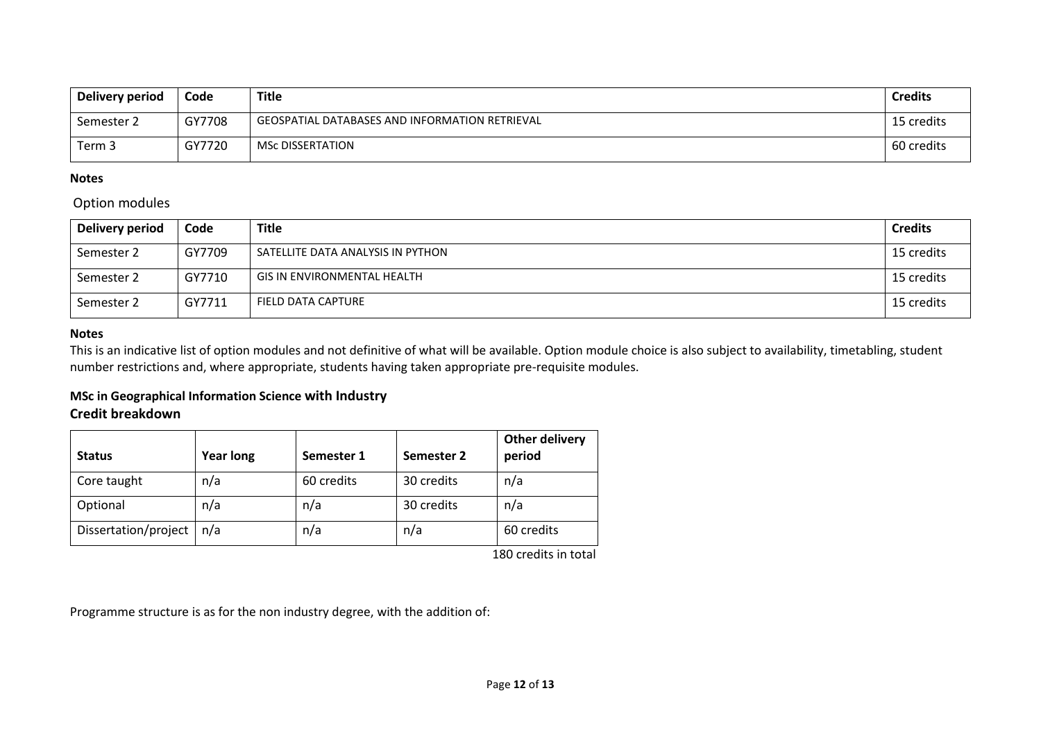| Delivery period | Code | Title | Credits |
|---|---|---|---|
| Semester 2 | GY7708 | GEOSPATIAL DATABASES AND INFORMATION RETRIEVAL | 15 credits |
| Term 3 | GY7720 | MSc DISSERTATION | 60 credits |

**Notes**

Option modules

| Delivery period | Code | Title | Credits |
|---|---|---|---|
| Semester 2 | GY7709 | SATELLITE DATA ANALYSIS IN PYTHON | 15 credits |
| Semester 2 | GY7710 | GIS IN ENVIRONMENTAL HEALTH | 15 credits |
| Semester 2 | GY7711 | FIELD DATA CAPTURE | 15 credits |

**Notes**

This is an indicative list of option modules and not definitive of what will be available. Option module choice is also subject to availability, timetabling, student number restrictions and, where appropriate, students having taken appropriate pre-requisite modules.

**MSc in Geographical Information Science with Industry**

**Credit breakdown**

| Status | Year long | Semester 1 | Semester 2 | Other delivery period |
|---|---|---|---|---|
| Core taught | n/a | 60 credits | 30 credits | n/a |
| Optional | n/a | n/a | 30 credits | n/a |
| Dissertation/project | n/a | n/a | n/a | 60 credits |

180 credits in total

Programme structure is as for the non industry degree, with the addition of: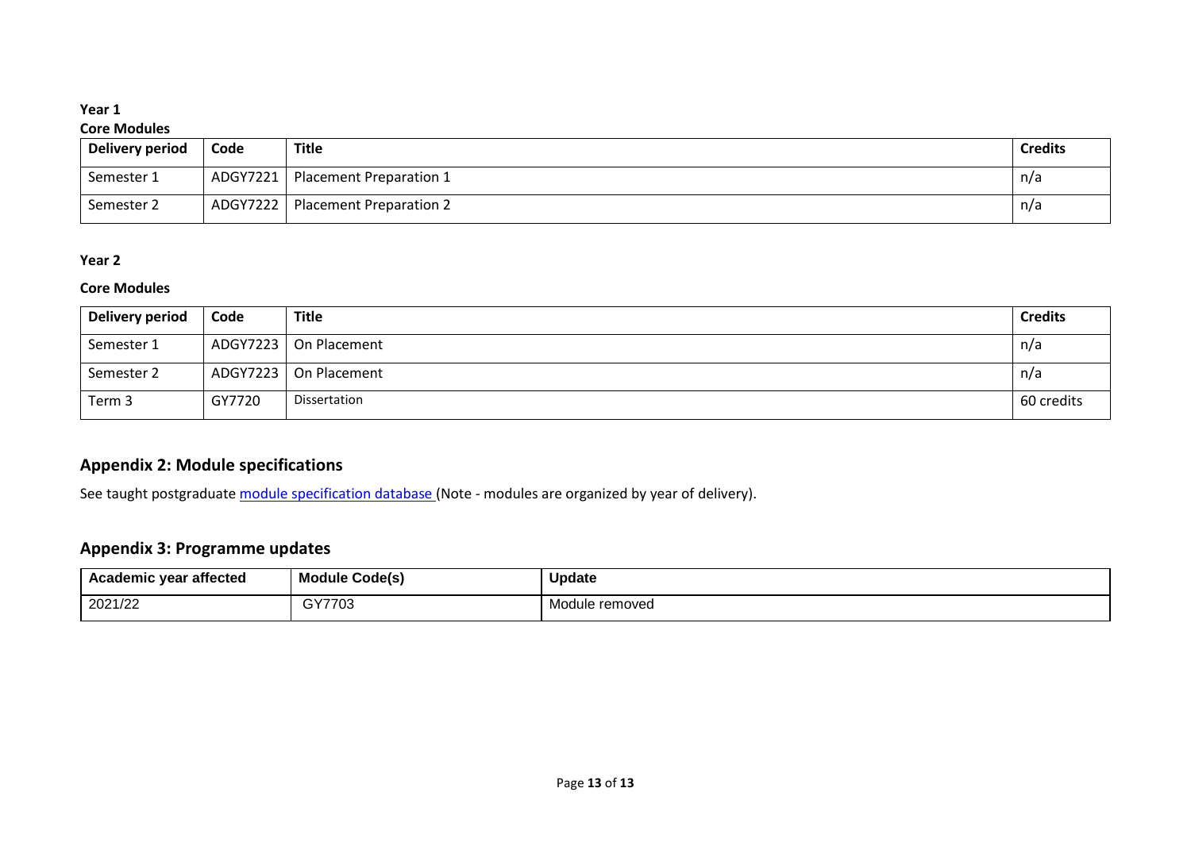**Year 1**

**Core Modules**

| Delivery period | Code | Title | Credits |
|---|---|---|---|
| Semester 1 | ADGY7221 | Placement Preparation 1 | n/a |
| Semester 2 | ADGY7222 | Placement Preparation 2 | n/a |

**Year 2**

**Core Modules**

| Delivery period | Code | Title | Credits |
|---|---|---|---|
| Semester 1 | ADGY7223 | On Placement | n/a |
| Semester 2 | ADGY7223 | On Placement | n/a |
| Term 3 | GY7720 | Dissertation | 60 credits |

## Appendix 2: Module specifications

See taught postgraduate module specification database (Note - modules are organized by year of delivery).

## Appendix 3: Programme updates

| Academic year affected | Module Code(s) | Update |
|---|---|---|
| 2021/22 | GY7703 | Module removed |